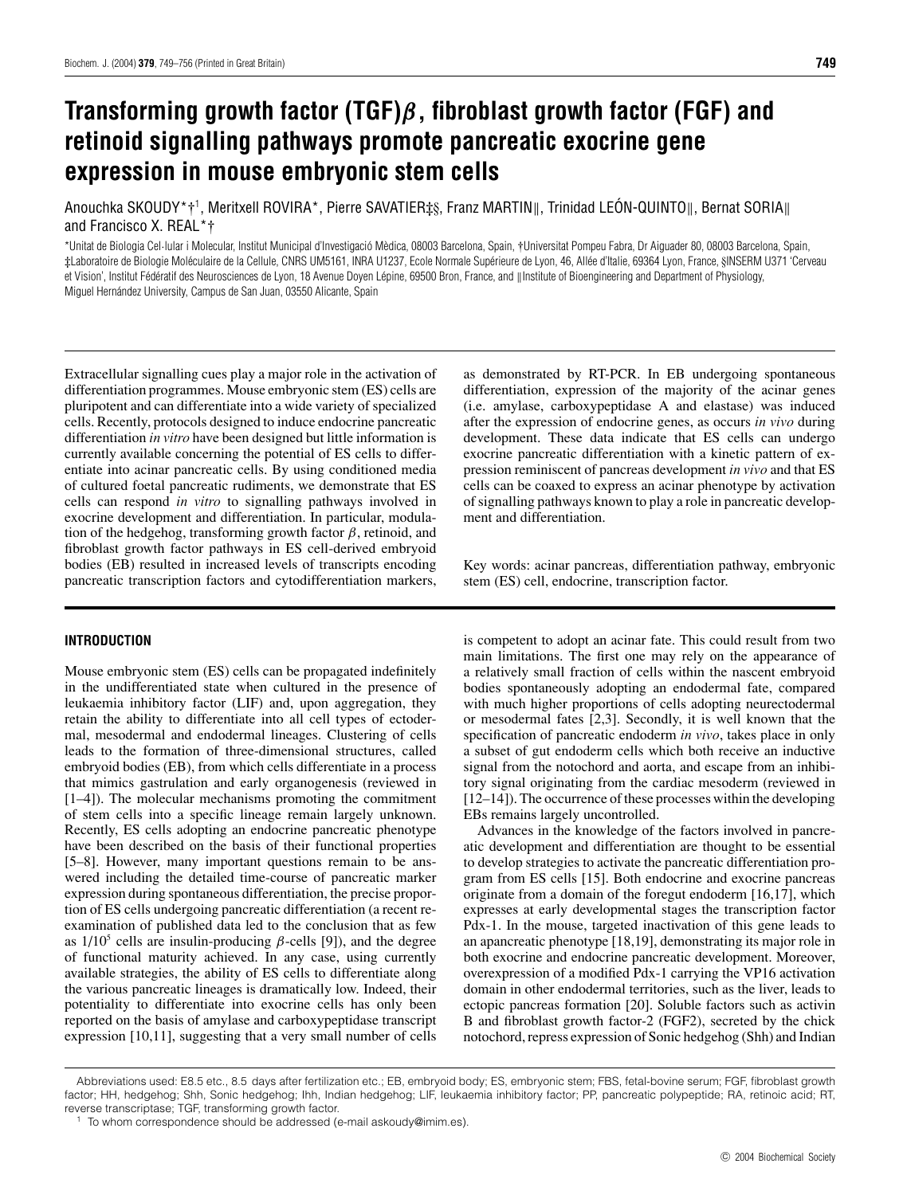# Transforming growth factor (TGF)$\beta$, fibroblast growth factor (FGF) and retinoid signalling pathways promote pancreatic exocrine gene expression in mouse embryonic stem cells

Anouchka SKOUDY*†[1], Meritxell ROVIRA*, Pierre SAVATIER‡§, Franz MARTIN‖, Trinidad LEÓN-QUINTO‖, Bernat SORIA‖ and Francisco X. REAL*†

*Unitat de Biologia Cel·lular i Molecular, Institut Municipal d'Investigació Mèdica, 08003 Barcelona, Spain, †Universitat Pompeu Fabra, Dr Aiguader 80, 08003 Barcelona, Spain, ‡Laboratoire de Biologie Moléculaire de la Cellule, CNRS UM5161, INRA U1237, Ecole Normale Supérieure de Lyon, 46, Allée d'Italie, 69364 Lyon, France, §INSERM U371 'Cerveau et Vision', Institut Fédératif des Neurosciences de Lyon, 18 Avenue Doyen Lépine, 69500 Bron, France, and ‖Institute of Bioengineering and Department of Physiology, Miguel Hernández University, Campus de San Juan, 03550 Alicante, Spain

Extracellular signalling cues play a major role in the activation of differentiation programmes. Mouse embryonic stem (ES) cells are pluripotent and can differentiate into a wide variety of specialized cells. Recently, protocols designed to induce endocrine pancreatic differentiation *in vitro* have been designed but little information is currently available concerning the potential of ES cells to differentiate into acinar pancreatic cells. By using conditioned media of cultured foetal pancreatic rudiments, we demonstrate that ES cells can respond *in vitro* to signalling pathways involved in exocrine development and differentiation. In particular, modulation of the hedgehog, transforming growth factor $\beta$, retinoid, and fibroblast growth factor pathways in ES cell-derived embryoid bodies (EB) resulted in increased levels of transcripts encoding pancreatic transcription factors and cytodifferentiation markers, as demonstrated by RT-PCR. In EB undergoing spontaneous differentiation, expression of the majority of the acinar genes (i.e. amylase, carboxypeptidase A and elastase) was induced after the expression of endocrine genes, as occurs *in vivo* during development. These data indicate that ES cells can undergo exocrine pancreatic differentiation with a kinetic pattern of expression reminiscent of pancreas development *in vivo* and that ES cells can be coaxed to express an acinar phenotype by activation of signalling pathways known to play a role in pancreatic development and differentiation.

Key words: acinar pancreas, differentiation pathway, embryonic stem (ES) cell, endocrine, transcription factor.

## INTRODUCTION

Mouse embryonic stem (ES) cells can be propagated indefinitely in the undifferentiated state when cultured in the presence of leukaemia inhibitory factor (LIF) and, upon aggregation, they retain the ability to differentiate into all cell types of ectodermal, mesodermal and endodermal lineages. Clustering of cells leads to the formation of three-dimensional structures, called embryoid bodies (EB), from which cells differentiate in a process that mimics gastrulation and early organogenesis (reviewed in [1–4]). The molecular mechanisms promoting the commitment of stem cells into a specific lineage remain largely unknown. Recently, ES cells adopting an endocrine pancreatic phenotype have been described on the basis of their functional properties [5–8]. However, many important questions remain to be answered including the detailed time-course of pancreatic marker expression during spontaneous differentiation, the precise proportion of ES cells undergoing pancreatic differentiation (a recent re-examination of published data led to the conclusion that as few as $1/10^5$ cells are insulin-producing $\beta$-cells [9]), and the degree of functional maturity achieved. In any case, using currently available strategies, the ability of ES cells to differentiate along the various pancreatic lineages is dramatically low. Indeed, their potentiality to differentiate into exocrine cells has only been reported on the basis of amylase and carboxypeptidase transcript expression [10,11], suggesting that a very small number of cells is competent to adopt an acinar fate. This could result from two main limitations. The first one may rely on the appearance of a relatively small fraction of cells within the nascent embryoid bodies spontaneously adopting an endodermal fate, compared with much higher proportions of cells adopting neurectodermal or mesodermal fates [2,3]. Secondly, it is well known that the specification of pancreatic endoderm *in vivo*, takes place in only a subset of gut endoderm cells which both receive an inductive signal from the notochord and aorta, and escape from an inhibitory signal originating from the cardiac mesoderm (reviewed in [12–14]). The occurrence of these processes within the developing EBs remains largely uncontrolled.

Advances in the knowledge of the factors involved in pancreatic development and differentiation are thought to be essential to develop strategies to activate the pancreatic differentiation program from ES cells [15]. Both endocrine and exocrine pancreas originate from a domain of the foregut endoderm [16,17], which expresses at early developmental stages the transcription factor Pdx-1. In the mouse, targeted inactivation of this gene leads to an apancreatic phenotype [18,19], demonstrating its major role in both exocrine and endocrine pancreatic development. Moreover, overexpression of a modified Pdx-1 carrying the VP16 activation domain in other endodermal territories, such as the liver, leads to ectopic pancreas formation [20]. Soluble factors such as activin B and fibroblast growth factor-2 (FGF2), secreted by the chick notochord, repress expression of Sonic hedgehog (Shh) and Indian

Abbreviations used: E8.5 etc., 8.5 days after fertilization etc.; EB, embryoid body; ES, embryonic stem; FBS, fetal-bovine serum; FGF, fibroblast growth factor; HH, hedgehog; Shh, Sonic hedgehog; Ihh, Indian hedgehog; LIF, leukaemia inhibitory factor; PP, pancreatic polypeptide; RA, retinoic acid; RT, reverse transcriptase; TGF, transforming growth factor.

[1] To whom correspondence should be addressed (e-mail askoudy@imim.es).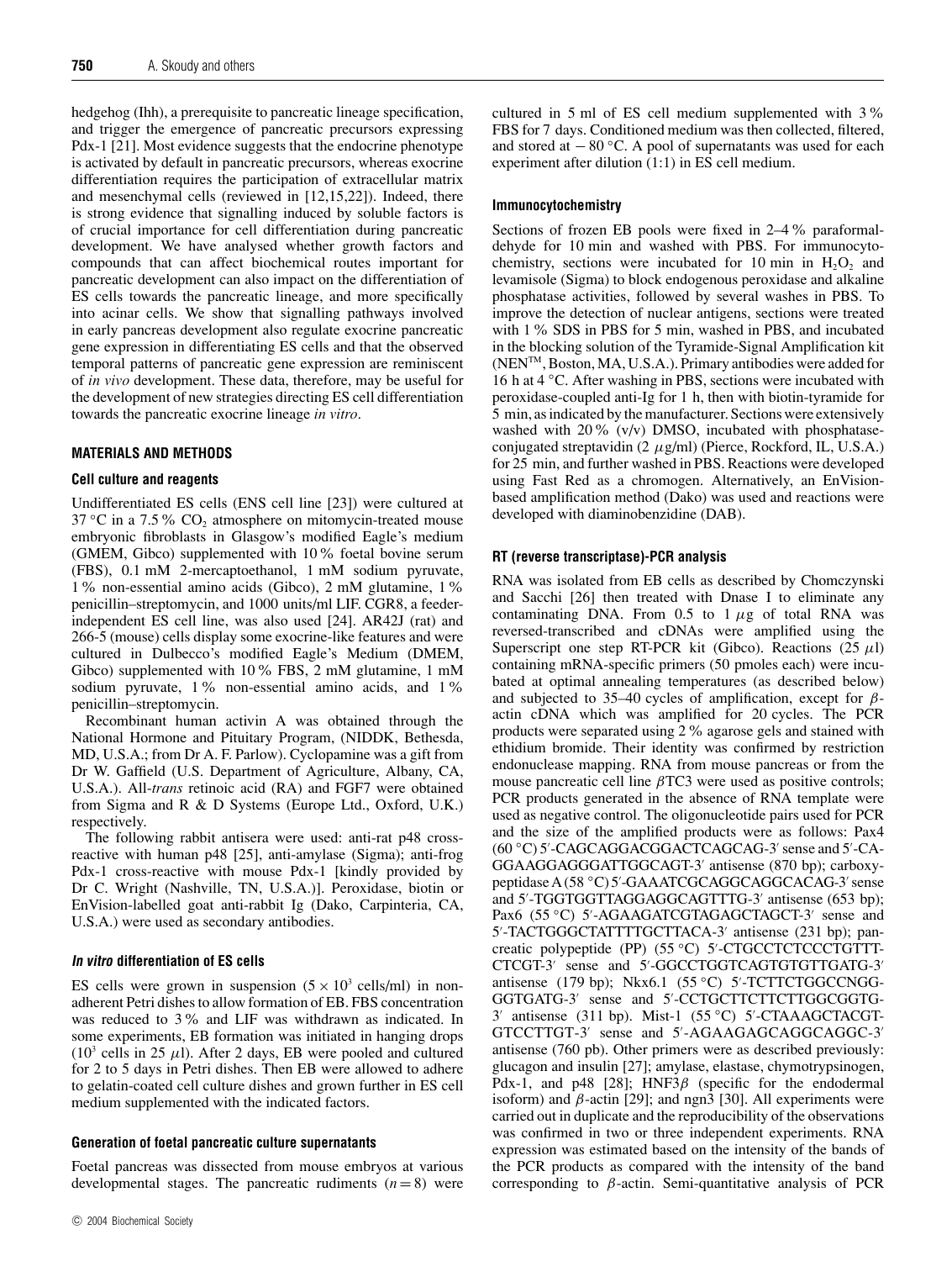hedgehog (Ihh), a prerequisite to pancreatic lineage specification, and trigger the emergence of pancreatic precursors expressing Pdx-1 [21]. Most evidence suggests that the endocrine phenotype is activated by default in pancreatic precursors, whereas exocrine differentiation requires the participation of extracellular matrix and mesenchymal cells (reviewed in [12,15,22]). Indeed, there is strong evidence that signalling induced by soluble factors is of crucial importance for cell differentiation during pancreatic development. We have analysed whether growth factors and compounds that can affect biochemical routes important for pancreatic development can also impact on the differentiation of ES cells towards the pancreatic lineage, and more specifically into acinar cells. We show that signalling pathways involved in early pancreas development also regulate exocrine pancreatic gene expression in differentiating ES cells and that the observed temporal patterns of pancreatic gene expression are reminiscent of *in vivo* development. These data, therefore, may be useful for the development of new strategies directing ES cell differentiation towards the pancreatic exocrine lineage *in vitro*.

## MATERIALS AND METHODS

### Cell culture and reagents

Undifferentiated ES cells (ENS cell line [23]) were cultured at 37 °C in a 7.5 % $CO_2$ atmosphere on mitomycin-treated mouse embryonic fibroblasts in Glasgow's modified Eagle's medium (GMEM, Gibco) supplemented with 10 % foetal bovine serum (FBS), 0.1 mM 2-mercaptoethanol, 1 mM sodium pyruvate, 1 % non-essential amino acids (Gibco), 2 mM glutamine, 1 % penicillin–streptomycin, and 1000 units/ml LIF. CGR8, a feeder-independent ES cell line, was also used [24]. AR42J (rat) and 266-5 (mouse) cells display some exocrine-like features and were cultured in Dulbecco's modified Eagle's Medium (DMEM, Gibco) supplemented with 10 % FBS, 2 mM glutamine, 1 mM sodium pyruvate, 1 % non-essential amino acids, and 1 % penicillin–streptomycin.

Recombinant human activin A was obtained through the National Hormone and Pituitary Program, (NIDDK, Bethesda, MD, U.S.A.; from Dr A. F. Parlow). Cyclopamine was a gift from Dr W. Gaffield (U.S. Department of Agriculture, Albany, CA, U.S.A.). All-*trans* retinoic acid (RA) and FGF7 were obtained from Sigma and R & D Systems (Europe Ltd., Oxford, U.K.) respectively.

The following rabbit antisera were used: anti-rat p48 cross-reactive with human p48 [25], anti-amylase (Sigma); anti-frog Pdx-1 cross-reactive with mouse Pdx-1 [kindly provided by Dr C. Wright (Nashville, TN, U.S.A.)]. Peroxidase, biotin or EnVision-labelled goat anti-rabbit Ig (Dako, Carpinteria, CA, U.S.A.) were used as secondary antibodies.

### *In vitro* differentiation of ES cells

ES cells were grown in suspension ($5 \times 10^3$ cells/ml) in non-adherent Petri dishes to allow formation of EB. FBS concentration was reduced to 3 % and LIF was withdrawn as indicated. In some experiments, EB formation was initiated in hanging drops ($10^3$ cells in 25 $\mu$l). After 2 days, EB were pooled and cultured for 2 to 5 days in Petri dishes. Then EB were allowed to adhere to gelatin-coated cell culture dishes and grown further in ES cell medium supplemented with the indicated factors.

### Generation of foetal pancreatic culture supernatants

Foetal pancreas was dissected from mouse embryos at various developmental stages. The pancreatic rudiments ($n = 8$) were cultured in 5 ml of ES cell medium supplemented with 3 % FBS for 7 days. Conditioned medium was then collected, filtered, and stored at − 80 °C. A pool of supernatants was used for each experiment after dilution (1:1) in ES cell medium.

### Immunocytochemistry

Sections of frozen EB pools were fixed in 2–4 % paraformaldehyde for 10 min and washed with PBS. For immunocytochemistry, sections were incubated for 10 min in $H_2O_2$ and levamisole (Sigma) to block endogenous peroxidase and alkaline phosphatase activities, followed by several washes in PBS. To improve the detection of nuclear antigens, sections were treated with 1 % SDS in PBS for 5 min, washed in PBS, and incubated in the blocking solution of the Tyramide-Signal Amplification kit (NEN™, Boston, MA, U.S.A.). Primary antibodies were added for 16 h at 4 °C. After washing in PBS, sections were incubated with peroxidase-coupled anti-Ig for 1 h, then with biotin-tyramide for 5 min, as indicated by the manufacturer. Sections were extensively washed with 20 % (v/v) DMSO, incubated with phosphatase-conjugated streptavidin (2 $\mu$g/ml) (Pierce, Rockford, IL, U.S.A.) for 25 min, and further washed in PBS. Reactions were developed using Fast Red as a chromogen. Alternatively, an EnVision-based amplification method (Dako) was used and reactions were developed with diaminobenzidine (DAB).

### RT (reverse transcriptase)-PCR analysis

RNA was isolated from EB cells as described by Chomczynski and Sacchi [26] then treated with Dnase I to eliminate any contaminating DNA. From 0.5 to 1 $\mu$g of total RNA was reversed-transcribed and cDNAs were amplified using the Superscript one step RT-PCR kit (Gibco). Reactions (25 $\mu$l) containing mRNA-specific primers (50 pmoles each) were incubated at optimal annealing temperatures (as described below) and subjected to 35–40 cycles of amplification, except for $\beta$-actin cDNA which was amplified for 20 cycles. The PCR products were separated using 2 % agarose gels and stained with ethidium bromide. Their identity was confirmed by restriction endonuclease mapping. RNA from mouse pancreas or from the mouse pancreatic cell line $\beta$TC3 were used as positive controls; PCR products generated in the absence of RNA template were used as negative control. The oligonucleotide pairs used for PCR and the size of the amplified products were as follows: Pax4 (60 °C) 5′-CAGCAGGACGGACTCAGCAG-3′ sense and 5′-CAGGAAGGAGGGATTGGCAGT-3′ antisense (870 bp); carboxypeptidase A (58 °C) 5′-GAAATCGCAGGCAGGCACAG-3′ sense and 5′-TGGTGGTTAGGAGGCAGTTTG-3′ antisense (653 bp); Pax6 (55 °C) 5′-AGAAGATCGTAGAGCTAGCT-3′ sense and 5′-TACTGGGCTATTTTGCTTACA-3′ antisense (231 bp); pancreatic polypeptide (PP) (55 °C) 5′-CTGCCTCTCCCTGTTTCTCGT-3′ sense and 5′-GGCCTGGTCAGTGTGTTGATG-3′ antisense (179 bp); Nkx6.1 (55 °C) 5′-TCTTCTGGCCNGGGGTGATG-3′ sense and 5′-CCTGCTTCTTCTTGGCGGTG-3′ antisense (311 bp). Mist-1 (55 °C) 5′-CTAAAGCTACGTGTCCTTGT-3′ sense and 5′-AGAAGAGCAGGCAGGC-3′ antisense (760 pb). Other primers were as described previously: glucagon and insulin [27]; amylase, elastase, chymotrypsinogen, Pdx-1, and p48 [28]; HNF3$\beta$ (specific for the endodermal isoform) and $\beta$-actin [29]; and ngn3 [30]. All experiments were carried out in duplicate and the reproducibility of the observations was confirmed in two or three independent experiments. RNA expression was estimated based on the intensity of the bands of the PCR products as compared with the intensity of the band corresponding to $\beta$-actin. Semi-quantitative analysis of PCR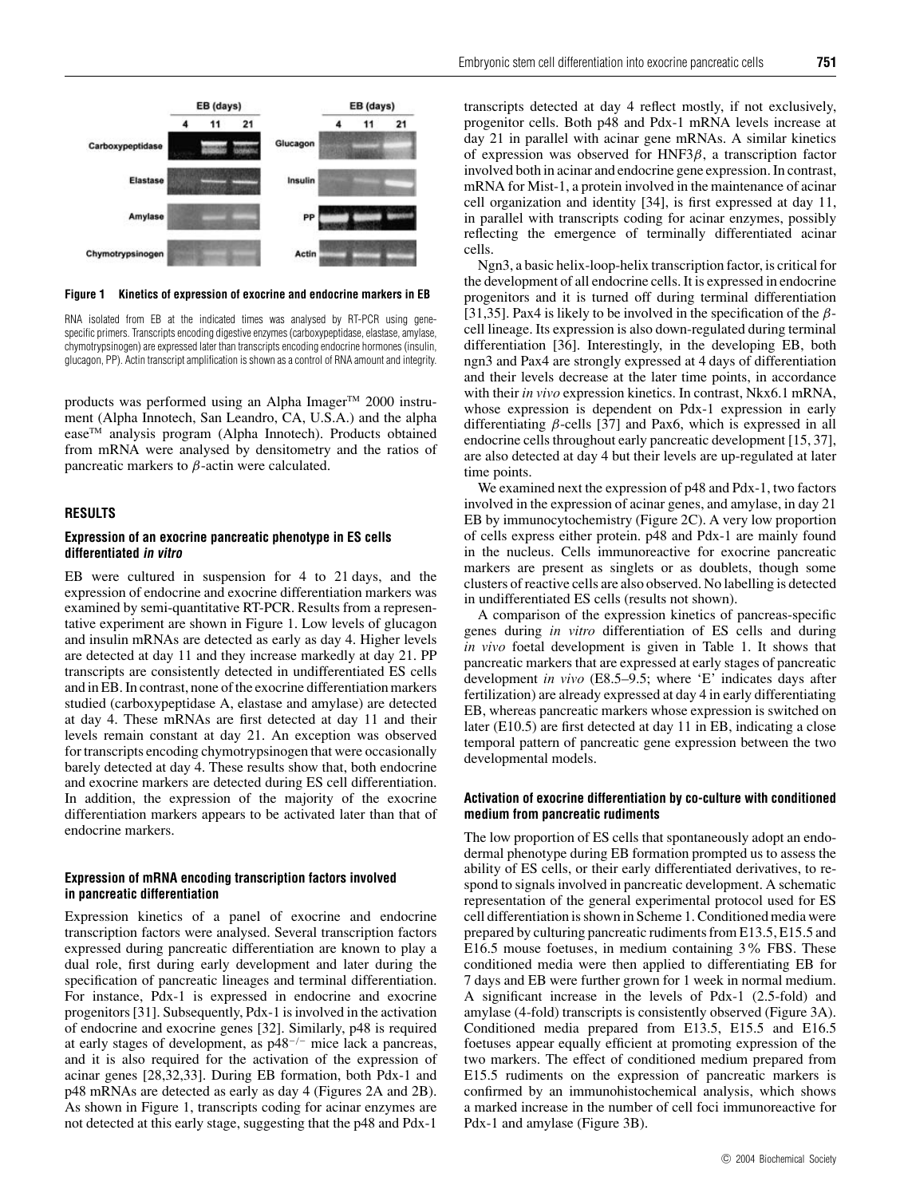**Figure 1 Kinetics of expression of exocrine and endocrine markers in EB**

RNA isolated from EB at the indicated times was analysed by RT-PCR using gene-specific primers. Transcripts encoding digestive enzymes (carboxypeptidase, elastase, amylase, chymotrypsinogen) are expressed later than transcripts encoding endocrine hormones (insulin, glucagon, PP). Actin transcript amplification is shown as a control of RNA amount and integrity.

products was performed using an Alpha Imager™ 2000 instrument (Alpha Innotech, San Leandro, CA, U.S.A.) and the alpha ease™ analysis program (Alpha Innotech). Products obtained from mRNA were analysed by densitometry and the ratios of pancreatic markers to $\beta$-actin were calculated.

## RESULTS

### Expression of an exocrine pancreatic phenotype in ES cells differentiated *in vitro*

EB were cultured in suspension for 4 to 21 days, and the expression of endocrine and exocrine differentiation markers was examined by semi-quantitative RT-PCR. Results from a representative experiment are shown in Figure 1. Low levels of glucagon and insulin mRNAs are detected as early as day 4. Higher levels are detected at day 11 and they increase markedly at day 21. PP transcripts are consistently detected in undifferentiated ES cells and in EB. In contrast, none of the exocrine differentiation markers studied (carboxypeptidase A, elastase and amylase) are detected at day 4. These mRNAs are first detected at day 11 and their levels remain constant at day 21. An exception was observed for transcripts encoding chymotrypsinogen that were occasionally barely detected at day 4. These results show that, both endocrine and exocrine markers are detected during ES cell differentiation. In addition, the expression of the majority of the exocrine differentiation markers appears to be activated later than that of endocrine markers.

### Expression of mRNA encoding transcription factors involved in pancreatic differentiation

Expression kinetics of a panel of exocrine and endocrine transcription factors were analysed. Several transcription factors expressed during pancreatic differentiation are known to play a dual role, first during early development and later during the specification of pancreatic lineages and terminal differentiation. For instance, Pdx-1 is expressed in endocrine and exocrine progenitors [31]. Subsequently, Pdx-1 is involved in the activation of endocrine and exocrine genes [32]. Similarly, p48 is required at early stages of development, as $p48^{-/-}$ mice lack a pancreas, and it is also required for the activation of the expression of acinar genes [28,32,33]. During EB formation, both Pdx-1 and p48 mRNAs are detected as early as day 4 (Figures 2A and 2B). As shown in Figure 1, transcripts coding for acinar enzymes are not detected at this early stage, suggesting that the p48 and Pdx-1 transcripts detected at day 4 reflect mostly, if not exclusively, progenitor cells. Both p48 and Pdx-1 mRNA levels increase at day 21 in parallel with acinar gene mRNAs. A similar kinetics of expression was observed for HNF3$\beta$, a transcription factor involved both in acinar and endocrine gene expression. In contrast, mRNA for Mist-1, a protein involved in the maintenance of acinar cell organization and identity [34], is first expressed at day 11, in parallel with transcripts coding for acinar enzymes, possibly reflecting the emergence of terminally differentiated acinar cells.

Ngn3, a basic helix-loop-helix transcription factor, is critical for the development of all endocrine cells. It is expressed in endocrine progenitors and it is turned off during terminal differentiation [31,35]. Pax4 is likely to be involved in the specification of the $\beta$-cell lineage. Its expression is also down-regulated during terminal differentiation [36]. Interestingly, in the developing EB, both ngn3 and Pax4 are strongly expressed at 4 days of differentiation and their levels decrease at the later time points, in accordance with their *in vivo* expression kinetics. In contrast, Nkx6.1 mRNA, whose expression is dependent on Pdx-1 expression in early differentiating $\beta$-cells [37] and Pax6, which is expressed in all endocrine cells throughout early pancreatic development [15, 37], are also detected at day 4 but their levels are up-regulated at later time points.

We examined next the expression of p48 and Pdx-1, two factors involved in the expression of acinar genes, and amylase, in day 21 EB by immunocytochemistry (Figure 2C). A very low proportion of cells express either protein. p48 and Pdx-1 are mainly found in the nucleus. Cells immunoreactive for exocrine pancreatic markers are present as singlets or as doublets, though some clusters of reactive cells are also observed. No labelling is detected in undifferentiated ES cells (results not shown).

A comparison of the expression kinetics of pancreas-specific genes during *in vitro* differentiation of ES cells and during *in vivo* foetal development is given in Table 1. It shows that pancreatic markers that are expressed at early stages of pancreatic development *in vivo* (E8.5–9.5; where 'E' indicates days after fertilization) are already expressed at day 4 in early differentiating EB, whereas pancreatic markers whose expression is switched on later (E10.5) are first detected at day 11 in EB, indicating a close temporal pattern of pancreatic gene expression between the two developmental models.

### Activation of exocrine differentiation by co-culture with conditioned medium from pancreatic rudiments

The low proportion of ES cells that spontaneously adopt an endodermal phenotype during EB formation prompted us to assess the ability of ES cells, or their early differentiated derivatives, to respond to signals involved in pancreatic development. A schematic representation of the general experimental protocol used for ES cell differentiation is shown in Scheme 1. Conditioned media were prepared by culturing pancreatic rudiments from E13.5, E15.5 and E16.5 mouse foetuses, in medium containing 3% FBS. These conditioned media were then applied to differentiating EB for 7 days and EB were further grown for 1 week in normal medium. A significant increase in the levels of Pdx-1 (2.5-fold) and amylase (4-fold) transcripts is consistently observed (Figure 3A). Conditioned media prepared from E13.5, E15.5 and E16.5 foetuses appear equally efficient at promoting expression of the two markers. The effect of conditioned medium prepared from E15.5 rudiments on the expression of pancreatic markers is confirmed by an immunohistochemical analysis, which shows a marked increase in the number of cell foci immunoreactive for Pdx-1 and amylase (Figure 3B).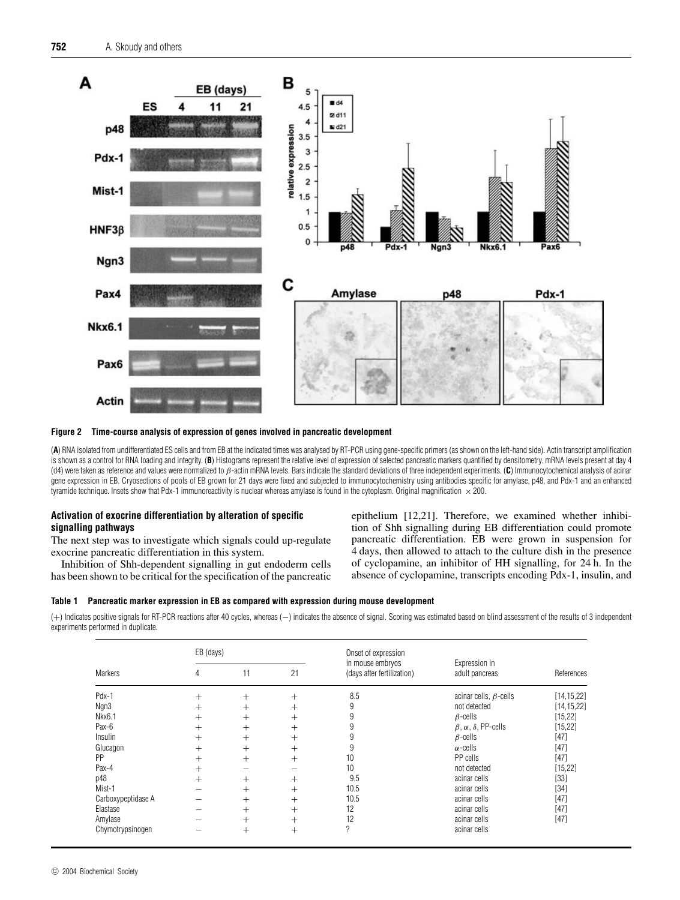**Figure 2 Time-course analysis of expression of genes involved in pancreatic development**

(**A**) RNA isolated from undifferentiated ES cells and from EB at the indicated times was analysed by RT-PCR using gene-specific primers (as shown on the left-hand side). Actin transcript amplification is shown as a control for RNA loading and integrity. (**B**) Histograms represent the relative level of expression of selected pancreatic markers quantified by densitometry. mRNA levels present at day 4 (d4) were taken as reference and values were normalized to $\beta$-actin mRNA levels. Bars indicate the standard deviations of three independent experiments. (**C**) Immunocytochemical analysis of acinar gene expression in EB. Cryosections of pools of EB grown for 21 days were fixed and subjected to immunocytochemistry using antibodies specific for amylase, p48, and Pdx-1 and an enhanced tyramide technique. Insets show that Pdx-1 immunoreactivity is nuclear whereas amylase is found in the cytoplasm. Original magnification $\times$ 200.

### Activation of exocrine differentiation by alteration of specific signalling pathways

The next step was to investigate which signals could up-regulate exocrine pancreatic differentiation in this system.

Inhibition of Shh-dependent signalling in gut endoderm cells has been shown to be critical for the specification of the pancreatic epithelium [12,21]. Therefore, we examined whether inhibition of Shh signalling during EB differentiation could promote pancreatic differentiation. EB were grown in suspension for 4 days, then allowed to attach to the culture dish in the presence of cyclopamine, an inhibitor of HH signalling, for 24 h. In the absence of cyclopamine, transcripts encoding Pdx-1, insulin, and

**Table 1 Pancreatic marker expression in EB as compared with expression during mouse development**

(+) Indicates positive signals for RT-PCR reactions after 40 cycles, whereas (−) indicates the absence of signal. Scoring was estimated based on blind assessment of the results of 3 independent experiments performed in duplicate.

| Markers | EB (days) 4 | 11 | 21 | Onset of expression in mouse embryos (days after fertilization) | Expression in adult pancreas | References |
|---|---|---|---|---|---|---|
| Pdx-1 | + | + | + | 8.5 | acinar cells, $\beta$-cells | [14,15,22] |
| Ngn3 | + | + | + | 9 | not detected | [14,15,22] |
| Nkx6.1 | + | + | + | 9 | $\beta$-cells | [15,22] |
| Pax-6 | + | + | + | 9 | $\beta$, $\alpha$, $\delta$, PP-cells | [15,22] |
| Insulin | + | + | + | 9 | $\beta$-cells | [47] |
| Glucagon | + | + | + | 9 | $\alpha$-cells | [47] |
| PP | + | + | + | 10 | PP cells | [47] |
| Pax-4 | + | − | − | 10 | not detected | [15,22] |
| p48 | + | + | + | 9.5 | acinar cells | [33] |
| Mist-1 | − | + | + | 10.5 | acinar cells | [34] |
| Carboxypeptidase A | − | + | + | 10.5 | acinar cells | [47] |
| Elastase | − | + | + | 12 | acinar cells | [47] |
| Amylase | − | + | + | 12 | acinar cells | [47] |
| Chymotrypsinogen | − | + | + | ? | acinar cells | |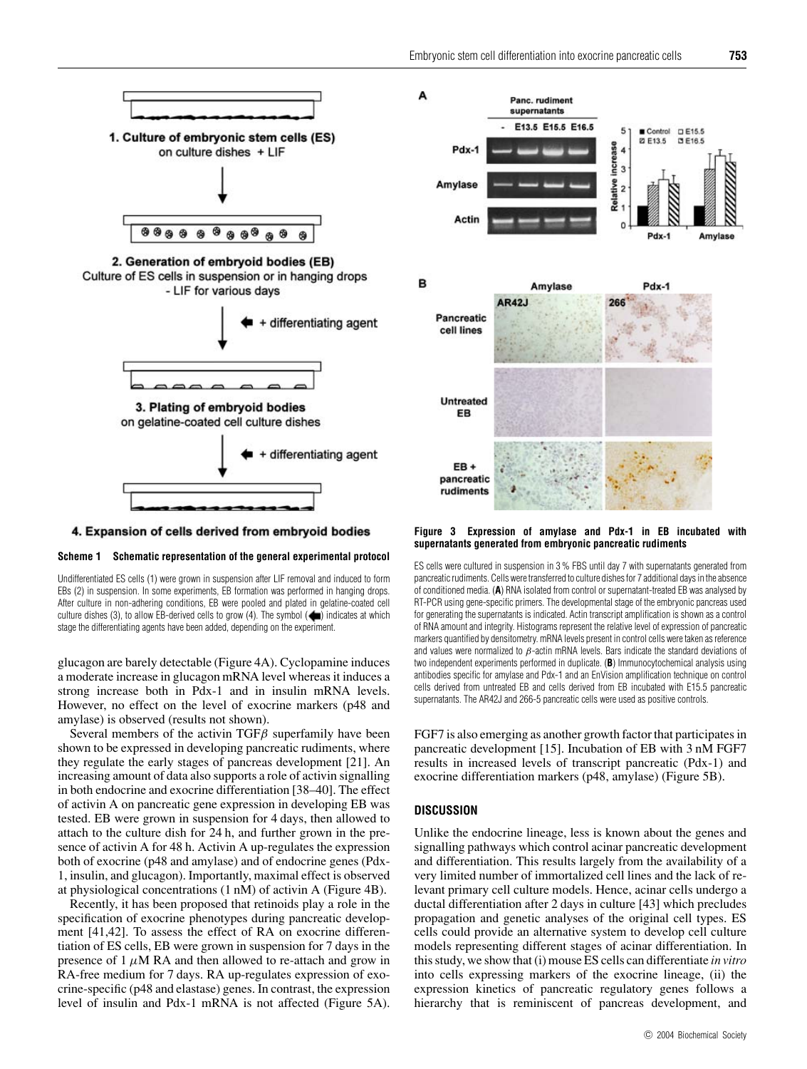**Scheme 1 Schematic representation of the general experimental protocol**

Undifferentiated ES cells (1) were grown in suspension after LIF removal and induced to form EBs (2) in suspension. In some experiments, EB formation was performed in hanging drops. After culture in non-adhering conditions, EB were pooled and plated in gelatine-coated cell culture dishes (3), to allow EB-derived cells to grow (4). The symbol (⬅) indicates at which stage the differentiating agents have been added, depending on the experiment.

**Figure 3 Expression of amylase and Pdx-1 in EB incubated with supernatants generated from embryonic pancreatic rudiments**

ES cells were cultured in suspension in 3 % FBS until day 7 with supernatants generated from pancreatic rudiments. Cells were transferred to culture dishes for 7 additional days in the absence of conditioned media. (**A**) RNA isolated from control or supernatant-treated EB was analysed by RT-PCR using gene-specific primers. The developmental stage of the embryonic pancreas used for generating the supernatants is indicated. Actin transcript amplification is shown as a control of RNA amount and integrity. Histograms represent the relative level of expression of pancreatic markers quantified by densitometry. mRNA levels present in control cells were taken as reference and values were normalized to $\beta$-actin mRNA levels. Bars indicate the standard deviations of two independent experiments performed in duplicate. (**B**) Immunocytochemical analysis using antibodies specific for amylase and Pdx-1 and an EnVision amplification technique on control cells derived from untreated EB and cells derived from EB incubated with E15.5 pancreatic supernatants. The AR42J and 266-5 pancreatic cells were used as positive controls.

glucagon are barely detectable (Figure 4A). Cyclopamine induces a moderate increase in glucagon mRNA level whereas it induces a strong increase both in Pdx-1 and in insulin mRNA levels. However, no effect on the level of exocrine markers (p48 and amylase) is observed (results not shown).

Several members of the activin TGF$\beta$ superfamily have been shown to be expressed in developing pancreatic rudiments, where they regulate the early stages of pancreas development [21]. An increasing amount of data also supports a role of activin signalling in both endocrine and exocrine differentiation [38–40]. The effect of activin A on pancreatic gene expression in developing EB was tested. EB were grown in suspension for 4 days, then allowed to attach to the culture dish for 24 h, and further grown in the presence of activin A for 48 h. Activin A up-regulates the expression both of exocrine (p48 and amylase) and of endocrine genes (Pdx-1, insulin, and glucagon). Importantly, maximal effect is observed at physiological concentrations (1 nM) of activin A (Figure 4B).

Recently, it has been proposed that retinoids play a role in the specification of exocrine phenotypes during pancreatic development [41,42]. To assess the effect of RA on exocrine differentiation of ES cells, EB were grown in suspension for 7 days in the presence of 1 $\mu$M RA and then allowed to re-attach and grow in RA-free medium for 7 days. RA up-regulates expression of exocrine-specific (p48 and elastase) genes. In contrast, the expression level of insulin and Pdx-1 mRNA is not affected (Figure 5A). FGF7 is also emerging as another growth factor that participates in pancreatic development [15]. Incubation of EB with 3 nM FGF7 results in increased levels of transcript pancreatic (Pdx-1) and exocrine differentiation markers (p48, amylase) (Figure 5B).

## DISCUSSION

Unlike the endocrine lineage, less is known about the genes and signalling pathways which control acinar pancreatic development and differentiation. This results largely from the availability of a very limited number of immortalized cell lines and the lack of relevant primary cell culture models. Hence, acinar cells undergo a ductal differentiation after 2 days in culture [43] which precludes propagation and genetic analyses of the original cell types. ES cells could provide an alternative system to develop cell culture models representing different stages of acinar differentiation. In this study, we show that (i) mouse ES cells can differentiate *in vitro* into cells expressing markers of the exocrine lineage, (ii) the expression kinetics of pancreatic regulatory genes follows a hierarchy that is reminiscent of pancreas development, and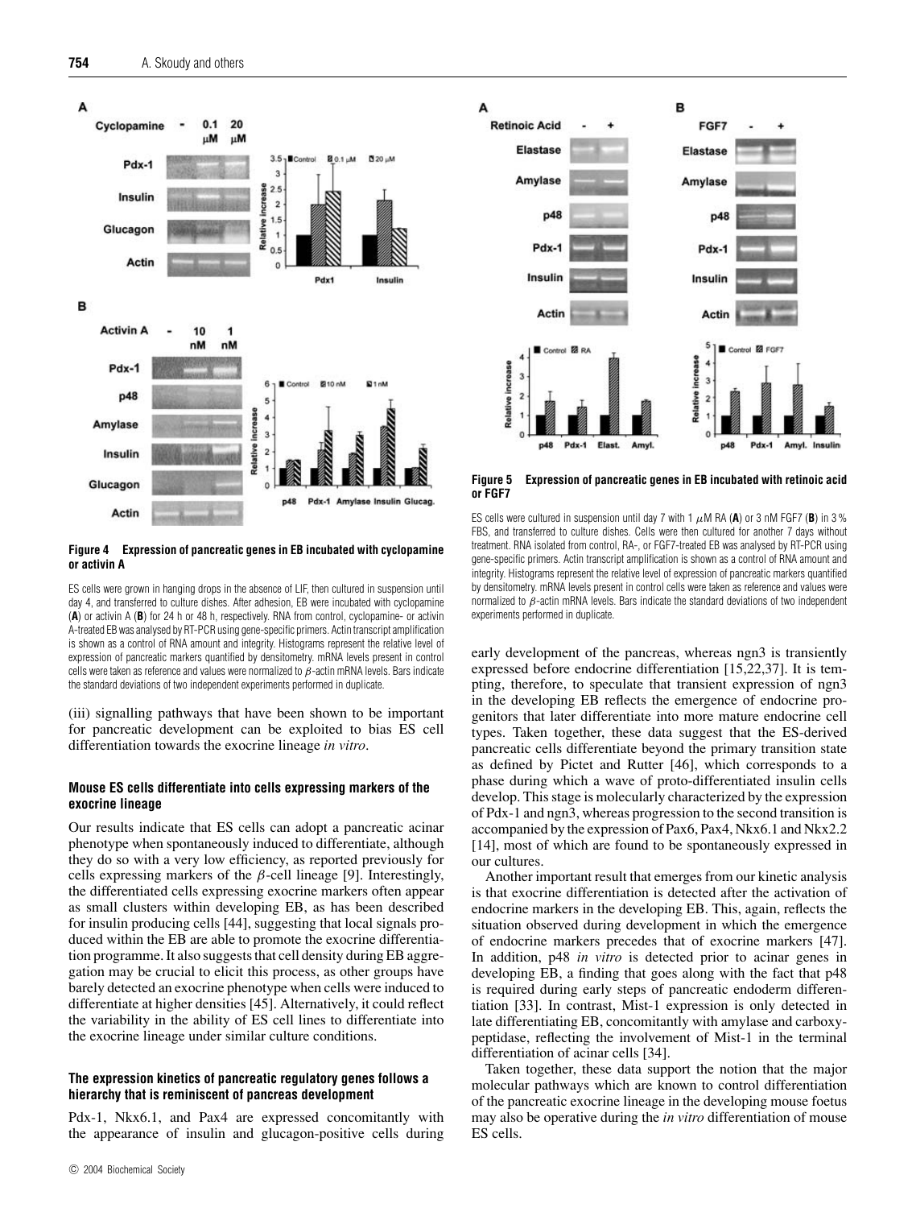**Figure 4 Expression of pancreatic genes in EB incubated with cyclopamine or activin A**

ES cells were grown in hanging drops in the absence of LIF, then cultured in suspension until day 4, and transferred to culture dishes. After adhesion, EB were incubated with cyclopamine (**A**) or activin A (**B**) for 24 h or 48 h, respectively. RNA from control, cyclopamine- or activin A-treated EB was analysed by RT-PCR using gene-specific primers. Actin transcript amplification is shown as a control of RNA amount and integrity. Histograms represent the relative level of expression of pancreatic markers quantified by densitometry. mRNA levels present in control cells were taken as reference and values were normalized to $\beta$-actin mRNA levels. Bars indicate the standard deviations of two independent experiments performed in duplicate.

(iii) signalling pathways that have been shown to be important for pancreatic development can be exploited to bias ES cell differentiation towards the exocrine lineage *in vitro*.

### Mouse ES cells differentiate into cells expressing markers of the exocrine lineage

Our results indicate that ES cells can adopt a pancreatic acinar phenotype when spontaneously induced to differentiate, although they do so with a very low efficiency, as reported previously for cells expressing markers of the $\beta$-cell lineage [9]. Interestingly, the differentiated cells expressing exocrine markers often appear as small clusters within developing EB, as has been described for insulin producing cells [44], suggesting that local signals produced within the EB are able to promote the exocrine differentiation programme. It also suggests that cell density during EB aggregation may be crucial to elicit this process, as other groups have barely detected an exocrine phenotype when cells were induced to differentiate at higher densities [45]. Alternatively, it could reflect the variability in the ability of ES cell lines to differentiate into the exocrine lineage under similar culture conditions.

### The expression kinetics of pancreatic regulatory genes follows a hierarchy that is reminiscent of pancreas development

Pdx-1, Nkx6.1, and Pax4 are expressed concomitantly with the appearance of insulin and glucagon-positive cells during early development of the pancreas, whereas ngn3 is transiently expressed before endocrine differentiation [15,22,37]. It is tempting, therefore, to speculate that transient expression of ngn3 in the developing EB reflects the emergence of endocrine progenitors that later differentiate into more mature endocrine cell types. Taken together, these data suggest that the ES-derived pancreatic cells differentiate beyond the primary transition state as defined by Pictet and Rutter [46], which corresponds to a phase during which a wave of proto-differentiated insulin cells develop. This stage is molecularly characterized by the expression of Pdx-1 and ngn3, whereas progression to the second transition is accompanied by the expression of Pax6, Pax4, Nkx6.1 and Nkx2.2 [14], most of which are found to be spontaneously expressed in our cultures.

Another important result that emerges from our kinetic analysis is that exocrine differentiation is detected after the activation of endocrine markers in the developing EB. This, again, reflects the situation observed during development in which the emergence of endocrine markers precedes that of exocrine markers [47]. In addition, p48 *in vitro* is detected prior to acinar genes in developing EB, a finding that goes along with the fact that p48 is required during early steps of pancreatic endoderm differentiation [33]. In contrast, Mist-1 expression is only detected in late differentiating EB, concomitantly with amylase and carboxypeptidase, reflecting the involvement of Mist-1 in the terminal differentiation of acinar cells [34].

Taken together, these data support the notion that the major molecular pathways which are known to control differentiation of the pancreatic exocrine lineage in the developing mouse foetus may also be operative during the *in vitro* differentiation of mouse ES cells.

**Figure 5 Expression of pancreatic genes in EB incubated with retinoic acid or FGF7**

ES cells were cultured in suspension until day 7 with 1 $\mu$M RA (**A**) or 3 nM FGF7 (**B**) in 3 % FBS, and transferred to culture dishes. Cells were then cultured for another 7 days without treatment. RNA isolated from control, RA-, or FGF7-treated EB was analysed by RT-PCR using gene-specific primers. Actin transcript amplification is shown as a control of RNA amount and integrity. Histograms represent the relative level of expression of pancreatic markers quantified by densitometry. mRNA levels present in control cells were taken as reference and values were normalized to $\beta$-actin mRNA levels. Bars indicate the standard deviations of two independent experiments performed in duplicate.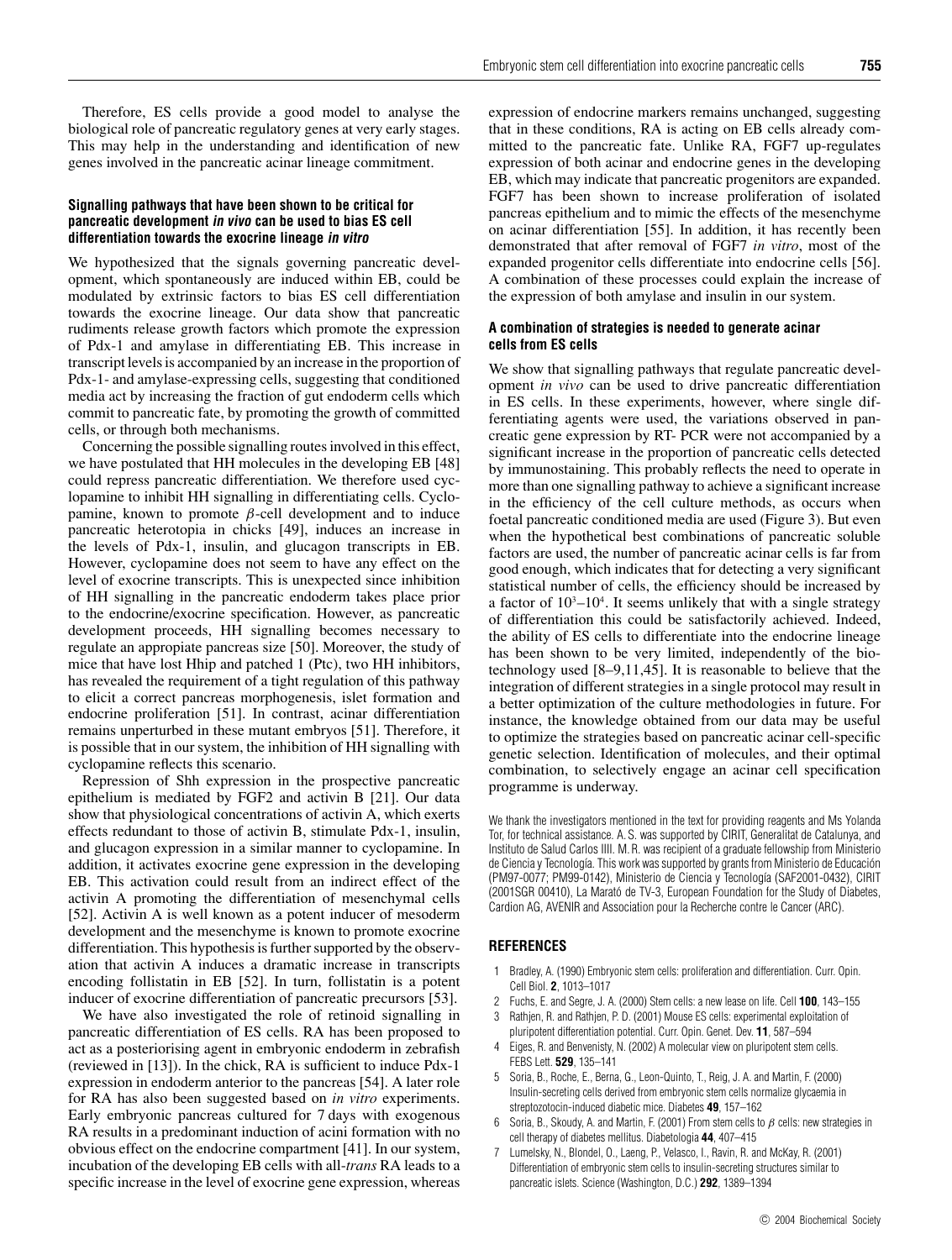Therefore, ES cells provide a good model to analyse the biological role of pancreatic regulatory genes at very early stages. This may help in the understanding and identification of new genes involved in the pancreatic acinar lineage commitment.

### Signalling pathways that have been shown to be critical for pancreatic development *in vivo* can be used to bias ES cell differentiation towards the exocrine lineage *in vitro*

We hypothesized that the signals governing pancreatic development, which spontaneously are induced within EB, could be modulated by extrinsic factors to bias ES cell differentiation towards the exocrine lineage. Our data show that pancreatic rudiments release growth factors which promote the expression of Pdx-1 and amylase in differentiating EB. This increase in transcript levels is accompanied by an increase in the proportion of Pdx-1- and amylase-expressing cells, suggesting that conditioned media act by increasing the fraction of gut endoderm cells which commit to pancreatic fate, by promoting the growth of committed cells, or through both mechanisms.

Concerning the possible signalling routes involved in this effect, we have postulated that HH molecules in the developing EB [48] could repress pancreatic differentiation. We therefore used cyclopamine to inhibit HH signalling in differentiating cells. Cyclopamine, known to promote $\beta$-cell development and to induce pancreatic heterotopia in chicks [49], induces an increase in the levels of Pdx-1, insulin, and glucagon transcripts in EB. However, cyclopamine does not seem to have any effect on the level of exocrine transcripts. This is unexpected since inhibition of HH signalling in the pancreatic endoderm takes place prior to the endocrine/exocrine specification. However, as pancreatic development proceeds, HH signalling becomes necessary to regulate an appropiate pancreas size [50]. Moreover, the study of mice that have lost Hhip and patched 1 (Ptc), two HH inhibitors, has revealed the requirement of a tight regulation of this pathway to elicit a correct pancreas morphogenesis, islet formation and endocrine proliferation [51]. In contrast, acinar differentiation remains unperturbed in these mutant embryos [51]. Therefore, it is possible that in our system, the inhibition of HH signalling with cyclopamine reflects this scenario.

Repression of Shh expression in the prospective pancreatic epithelium is mediated by FGF2 and activin B [21]. Our data show that physiological concentrations of activin A, which exerts effects redundant to those of activin B, stimulate Pdx-1, insulin, and glucagon expression in a similar manner to cyclopamine. In addition, it activates exocrine gene expression in the developing EB. This activation could result from an indirect effect of the activin A promoting the differentiation of mesenchymal cells [52]. Activin A is well known as a potent inducer of mesoderm development and the mesenchyme is known to promote exocrine differentiation. This hypothesis is further supported by the observation that activin A induces a dramatic increase in transcripts encoding follistatin in EB [52]. In turn, follistatin is a potent inducer of exocrine differentiation of pancreatic precursors [53].

We have also investigated the role of retinoid signalling in pancreatic differentiation of ES cells. RA has been proposed to act as a posteriorising agent in embryonic endoderm in zebrafish (reviewed in [13]). In the chick, RA is sufficient to induce Pdx-1 expression in endoderm anterior to the pancreas [54]. A later role for RA has also been suggested based on *in vitro* experiments. Early embryonic pancreas cultured for 7 days with exogenous RA results in a predominant induction of acini formation with no obvious effect on the endocrine compartment [41]. In our system, incubation of the developing EB cells with all-*trans* RA leads to a specific increase in the level of exocrine gene expression, whereas expression of endocrine markers remains unchanged, suggesting that in these conditions, RA is acting on EB cells already committed to the pancreatic fate. Unlike RA, FGF7 up-regulates expression of both acinar and endocrine genes in the developing EB, which may indicate that pancreatic progenitors are expanded. FGF7 has been shown to increase proliferation of isolated pancreas epithelium and to mimic the effects of the mesenchyme on acinar differentiation [55]. In addition, it has recently been demonstrated that after removal of FGF7 *in vitro*, most of the expanded progenitor cells differentiate into endocrine cells [56]. A combination of these processes could explain the increase of the expression of both amylase and insulin in our system.

### A combination of strategies is needed to generate acinar cells from ES cells

We show that signalling pathways that regulate pancreatic development *in vivo* can be used to drive pancreatic differentiation in ES cells. In these experiments, however, where single differentiating agents were used, the variations observed in pancreatic gene expression by RT- PCR were not accompanied by a significant increase in the proportion of pancreatic cells detected by immunostaining. This probably reflects the need to operate in more than one signalling pathway to achieve a significant increase in the efficiency of the cell culture methods, as occurs when foetal pancreatic conditioned media are used (Figure 3). But even when the hypothetical best combinations of pancreatic soluble factors are used, the number of pancreatic acinar cells is far from good enough, which indicates that for detecting a very significant statistical number of cells, the efficiency should be increased by a factor of $10^3$–$10^4$. It seems unlikely that with a single strategy of differentiation this could be satisfactorily achieved. Indeed, the ability of ES cells to differentiate into the endocrine lineage has been shown to be very limited, independently of the biotechnology used [8–9,11,45]. It is reasonable to believe that the integration of different strategies in a single protocol may result in a better optimization of the culture methodologies in future. For instance, the knowledge obtained from our data may be useful to optimize the strategies based on pancreatic acinar cell-specific genetic selection. Identification of molecules, and their optimal combination, to selectively engage an acinar cell specification programme is underway.

We thank the investigators mentioned in the text for providing reagents and Ms Yolanda Tor, for technical assistance. A. S. was supported by CIRIT, Generalitat de Catalunya, and Instituto de Salud Carlos IIII. M. R. was recipient of a graduate fellowship from Ministerio de Ciencia y Tecnología. This work was supported by grants from Ministerio de Educación (PM97-0077; PM99-0142), Ministerio de Ciencia y Tecnología (SAF2001-0432), CIRIT (2001SGR 00410), La Marató de TV-3, European Foundation for the Study of Diabetes, Cardion AG, AVENIR and Association pour la Recherche contre le Cancer (ARC).

## REFERENCES

1. Bradley, A. (1990) Embryonic stem cells: proliferation and differentiation. Curr. Opin. Cell Biol. **2**, 1013–1017
2. Fuchs, E. and Segre, J. A. (2000) Stem cells: a new lease on life. Cell **100**, 143–155
3. Rathjen, R. and Rathjen, P. D. (2001) Mouse ES cells: experimental exploitation of pluripotent differentiation potential. Curr. Opin. Genet. Dev. **11**, 587–594
4. Eiges, R. and Benvenisty, N. (2002) A molecular view on pluripotent stem cells. FEBS Lett. **529**, 135–141
5. Soria, B., Roche, E., Berna, G., Leon-Quinto, T., Reig, J. A. and Martin, F. (2000) Insulin-secreting cells derived from embryonic stem cells normalize glycaemia in streptozotocin-induced diabetic mice. Diabetes **49**, 157–162
6. Soria, B., Skoudy, A. and Martin, F. (2001) From stem cells to $\beta$ cells: new strategies in cell therapy of diabetes mellitus. Diabetologia **44**, 407–415
7. Lumelsky, N., Blondel, O., Laeng, P., Velasco, I., Ravin, R. and McKay, R. (2001) Differentiation of embryonic stem cells to insulin-secreting structures similar to pancreatic islets. Science (Washington, D.C.) **292**, 1389–1394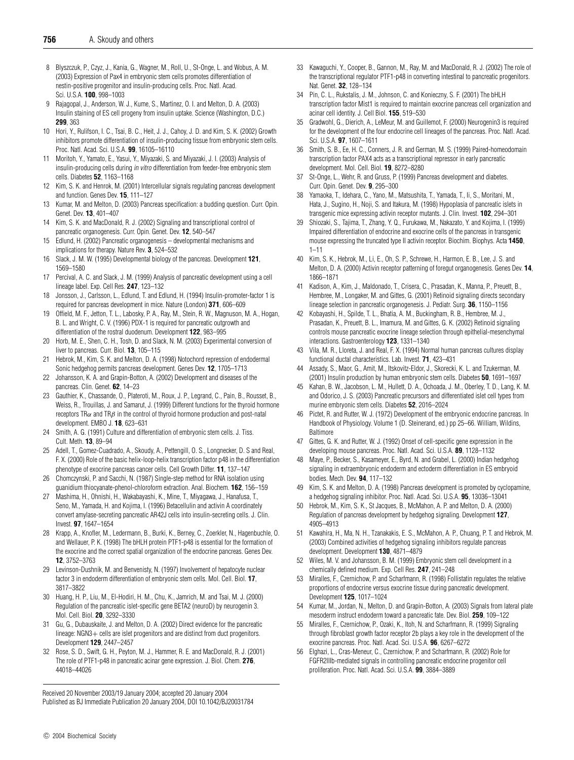8 Blyszczuk, P., Czyz, J., Kania, G., Wagner, M., Roll, U., St-Onge, L. and Wobus, A. M. (2003) Expression of Pax4 in embryonic stem cells promotes differentiation of nestin-positive progenitor and insulin-producing cells. Proc. Natl. Acad. Sci. U.S.A. **100**, 998–1003

9 Rajagopal, J., Anderson, W. J., Kume, S., Martinez, O. I. and Melton, D. A. (2003) Insulin staining of ES cell progeny from insulin uptake. Science (Washington, D.C.) **299**, 363

10 Hori, Y., Rulifson, I. C., Tsai, B. C., Heit, J. J., Cahoy, J. D. and Kim, S. K. (2002) Growth inhibitors promote differentiation of insulin-producing tissue from embryonic stem cells. Proc. Natl. Acad. Sci. U.S.A. **99**, 16105–16110

11 Moritoh, Y., Yamato, E., Yasui, Y., Miyazaki, S. and Miyazaki, J. I. (2003) Analysis of insulin-producing cells during *in vitro* differentiation from feeder-free embryonic stem cells. Diabetes **52**, 1163–1168

12 Kim, S. K. and Henrok, M. (2001) Intercellular signals regulating pancreas development and function. Genes Dev. **15**, 111–127

13 Kumar, M. and Melton, D. (2003) Pancreas specification: a budding question. Curr. Opin. Genet. Dev. **13**, 401–407

14 Kim, S. K. and MacDonald, R. J. (2002) Signaling and transcriptional control of pancreatic organogenesis. Curr. Opin. Genet. Dev. **12**, 540–547

15 Edlund, H. (2002) Pancreatic organogenesis – developmental mechanisms and implications for therapy. Nature Rev. **3**, 524–532

16 Slack, J. M. W. (1995) Developmental biology of the pancreas. Development **121**, 1569–1580

17 Percival, A. C. and Slack, J. M. (1999) Analysis of pancreatic development using a cell lineage label. Exp. Cell Res. **247**, 123–132

18 Jonsson, J., Carlsson, L., Edlund, T. and Edlund, H. (1994) Insulin-promoter-factor 1 is required for pancreas development in mice. Nature (London) **371**, 606–609

19 Offield, M. F., Jetton, T. L., Labosky, P. A., Ray, M., Stein, R. W., Magnuson, M. A., Hogan, B. L. and Wright, C. V. (1996) PDX-1 is required for pancreatic outgrowth and differentiation of the rostral duodenum. Development **122**, 983–995

20 Horb, M. E., Shen, C. H., Tosh, D. and Slack, N. M. (2003) Experimental conversion of liver to pancreas. Curr. Biol. **13**, 105–115

21 Hebrok, M., Kim, S. K. and Melton, D. A. (1998) Notochord repression of endodermal Sonic hedgehog permits pancreas development. Genes Dev. **12**, 1705–1713

22 Johansson, K. A. and Grapin-Botton, A. (2002) Development and diseases of the pancreas. Clin. Genet. **62**, 14–23

23 Gauthier, K., Chassande, O., Plateroti, M., Roux, J. P., Legrand, C., Pain, B., Rousset, B., Weiss, R., Trouillas, J. and Samarut, J. (1999) Different functions for the thyroid hormone receptors TR$\alpha$ and TR$\beta$ in the control of thyroid hormone production and post-natal development. EMBO J. **18**, 623–631

24 Smith, A. G. (1991) Culture and differentiation of embryonic stem cells. J. Tiss. Cult. Meth. **13**, 89–94

25 Adell, T., Gomez-Cuadrado, A., Skoudy, A., Pettengill, O. S., Longnecker, D. S and Real, F. X. (2000) Role of the basic helix-loop-helix transcription factor p48 in the differentiation phenotype of exocrine pancreas cancer cells. Cell Growth Differ. **11**, 137–147

26 Chomczynski, P. and Sacchi, N. (1987) Single-step method for RNA isolation using guanidium thiocyanate-phenol-chloroform extraction. Anal. Biochem. **162**, 156–159

27 Mashima, H., Ohnishi, H., Wakabayashi, K., Mine, T., Miyagawa, J., Hanafusa, T., Seno, M., Yamada, H. and Kojima, I. (1996) Betacellulin and activin A coordinately convert amylase-secreting pancreatic AR42J cells into insulin-secreting cells. J. Clin. Invest. **97**, 1647–1654

28 Krapp, A., Knofler, M., Ledermann, B., Burki, K., Berney, C., Zoerkler, N., Hagenbuchle, O. and Wellauer, P. K. (1998) The bHLH protein PTF1-p48 is essential for the formation of the exocrine and the correct spatial organization of the endocrine pancreas. Genes Dev. **12**, 3752–3763

29 Levinson-Dushnik, M. and Benvenisty, N. (1997) Involvement of hepatocyte nuclear factor 3 in endoderm differentiation of embryonic stem cells. Mol. Cell. Biol. **17**, 3817–3822

30 Huang, H. P., Liu, M., El-Hodiri, H. M., Chu, K., Jamrich, M. and Tsai, M. J. (2000) Regulation of the pancreatic islet-specific gene BETA2 (neuroD) by neurogenin 3. Mol. Cell. Biol. **20**, 3292–3330

31 Gu, G., Dubauskaite, J. and Melton, D. A. (2002) Direct evidence for the pancreatic lineage: NGN3+ cells are islet progenitors and are distinct from duct progenitors. Development **129**, 2447–2457

32 Rose, S. D., Swift, G. H., Peyton, M. J., Hammer, R. E. and MacDonald, R. J. (2001) The role of PTF1-p48 in pancreatic acinar gene expression. J. Biol. Chem. **276**, 44018–44026

33 Kawaguchi, Y., Cooper, B., Gannon, M., Ray, M. and MacDonald, R. J. (2002) The role of the transcriptional regulator PTF1-p48 in converting intestinal to pancreatic progenitors. Nat. Genet. **32**, 128–134

34 Pin, C. L., Rukstalis, J. M., Johnson, C. and Konieczny, S. F. (2001) The bHLH transcription factor Mist1 is required to maintain exocrine pancreas cell organization and acinar cell identity. J. Cell Biol. **155**, 519–530

35 Gradwohl, G., Dierich, A., LeMeur, M. and Guillemot, F. (2000) Neurogenin3 is required for the development of the four endocrine cell lineages of the pancreas. Proc. Natl. Acad. Sci. U.S.A. **97**, 1607–1611

36 Smith, S. B., Ee, H. C., Conners, J. R. and German, M. S. (1999) Paired-homeodomain transcription factor PAX4 acts as a transcriptional repressor in early pancreatic development. Mol. Cell. Biol. **19**, 8272–8280

37 St-Onge, L., Wehr, R. and Gruss, P. (1999) Pancreas development and diabetes. Curr. Opin. Genet. Dev. **9**, 295–300

38 Yamaoka, T., Idehara, C., Yano, M., Matsushita, T., Yamada, T., Ii, S., Moritani, M., Hata, J., Sugino, H., Noji, S. and Itakura, M. (1998) Hypoplasia of pancreatic islets in transgenic mice expressing activin receptor mutants. J. Clin. Invest. **102**, 294–301

39 Shiozaki, S., Tajima, T., Zhang, Y. Q., Furukawa, M., Nakazato, Y. and Kojima, I. (1999) Impaired differentiation of endocrine and exocrine cells of the pancreas in transgenic mouse expressing the truncated type II activin receptor. Biochim. Biophys. Acta **1450**, 1–11

40 Kim, S. K., Hebrok, M., Li, E., Oh, S. P., Schrewe, H., Harmon, E. B., Lee, J. S. and Melton, D. A. (2000) Activin receptor patterning of foregut organogenesis. Genes Dev. **14**, 1866–1871

41 Kadison, A., Kim, J., Maldonado, T., Crisera, C., Prasadan, K., Manna, P., Preuett, B., Hembree, M., Longaker, M. and Gittes, G. (2001) Retinoid signaling directs secondary lineage selection in pancreatic organogenesis. J. Pediatr. Surg. **36**, 1150–1156

42 Kobayashi, H., Spilde, T. L., Bhatia, A. M., Buckingham, R. B., Hembree, M. J., Prasadan, K., Preuett, B. L., Imamura, M. and Gittes, G. K. (2002) Retinoid signaling controls mouse pancreatic exocrine lineage selection through epithelial-mesenchymal interactions. Gastroenterology **123**, 1331–1340

43 Vila, M. R., Lloreta, J. and Real, F. X. (1994) Normal human pancreas cultures display functional ductal characteristics. Lab. Invest. **71**, 423–431

44 Assady, S., Maor, G., Amit, M., Itskovitz-Eldor, J., Skorecki, K. L. and Tzukerman, M. (2001) Insulin production by human embryonic stem cells. Diabetes **50**, 1691–1697

45 Kahan, B. W., Jacobson, L. M., Hullett, D. A., Ochoada, J. M., Oberley, T. D., Lang, K. M. and Odorico, J. S. (2003) Pancreatic precursors and differentiated islet cell types from murine embryonic stem cells. Diabetes **52**, 2016–2024

46 Pictet, R. and Rutter, W. J. (1972) Development of the embryonic endocrine pancreas. In Handbook of Physiology. Volume 1 (D. Steinerand, ed.) pp 25–66. William, Wildins, Baltimore

47 Gittes, G. K. and Rutter, W. J. (1992) Onset of cell-specific gene expression in the developing mouse pancreas. Proc. Natl. Acad. Sci. U.S.A. **89**, 1128–1132

48 Maye, P., Becker, S., Kasameyer, E., Byrd, N. and Grabel, L. (2000) Indian hedgehog signaling in extraembryonic endoderm and ectoderm differentiation in ES embryoid bodies. Mech. Dev. **94**, 117–132

49 Kim, S. K. and Melton, D. A. (1998) Pancreas development is promoted by cyclopamine, a hedgehog signaling inhibitor. Proc. Natl. Acad. Sci. U.S.A. **95**, 13036–13041

50 Hebrok, M., Kim, S. K., St Jacques, B., McMahon, A. P. and Melton, D. A. (2000) Regulation of pancreas development by hedgehog signaling. Development **127**, 4905–4913

51 Kawahira, H., Ma, N. H., Tzanakakis, E. S., McMahon, A. P., Chuang, P. T. and Hebrok, M. (2003) Combined activities of hedgehog signaling inhibitors regulate pancreas development. Development **130**, 4871–4879

52 Wiles, M. V. and Johansson, B. M. (1999) Embryonic stem cell development in a chemically defined medium. Exp. Cell Res. **247**, 241–248

53 Miralles, F., Czernichow, P. and Scharfmann, R. (1998) Follistatin regulates the relative proportions of endocrine versus exocrine tissue during pancreatic development. Development **125**, 1017–1024

54 Kumar, M., Jordan, N., Melton, D. and Grapin-Botton, A. (2003) Signals from lateral plate mesoderm instruct endoderm toward a pancreatic fate. Dev. Biol. **259**, 109–122

55 Miralles, F., Czernichow, P., Ozaki, K., Itoh, N. and Scharfmann, R. (1999) Signaling through fibroblast growth factor receptor 2b plays a key role in the development of the exocrine pancreas. Proc. Natl. Acad. Sci. U.S.A. **96**, 6267–6272

56 Elghazi, L., Cras-Meneur, C., Czernichow, P. and Scharfmann, R. (2002) Role for FGFR2IIIb-mediated signals in controlling pancreatic endocrine progenitor cell proliferation. Proc. Natl. Acad. Sci. U.S.A. **99**, 3884–3889

Received 20 November 2003/19 January 2004; accepted 20 January 2004
Published as BJ Immediate Publication 20 January 2004, DOI 10.1042/BJ20031784